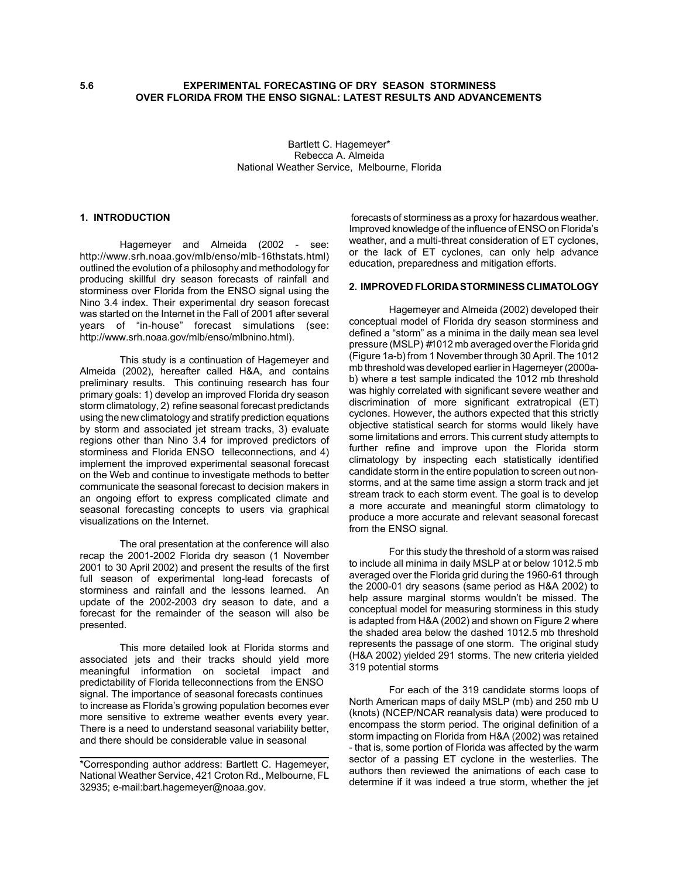# 5.6 EXPERIMENTAL FORECASTING OF DRY SEASON STORMINESS OVER FLORIDA FROM THE ENSO SIGNAL: LATEST RESULTS AND ADVANCEMENTS

Bartlett C. Hagemeyer*
Rebecca A. Almeida
National Weather Service, Melbourne, Florida

## 1. INTRODUCTION

Hagemeyer and Almeida (2002 - see: http://www.srh.noaa.gov/mlb/enso/mlb-16thstats.html) outlined the evolution of a philosophy and methodology for producing skillful dry season forecasts of rainfall and storminess over Florida from the ENSO signal using the Nino 3.4 index. Their experimental dry season forecast was started on the Internet in the Fall of 2001 after several years of "in-house" forecast simulations (see: http://www.srh.noaa.gov/mlb/enso/mlbnino.html).

This study is a continuation of Hagemeyer and Almeida (2002), hereafter called H&A, and contains preliminary results. This continuing research has four primary goals: 1) develop an improved Florida dry season storm climatology, 2) refine seasonal forecast predictands using the new climatology and stratify prediction equations by storm and associated jet stream tracks, 3) evaluate regions other than Nino 3.4 for improved predictors of storminess and Florida ENSO telleconnections, and 4) implement the improved experimental seasonal forecast on the Web and continue to investigate methods to better communicate the seasonal forecast to decision makers in an ongoing effort to express complicated climate and seasonal forecasting concepts to users via graphical visualizations on the Internet.

The oral presentation at the conference will also recap the 2001-2002 Florida dry season (1 November 2001 to 30 April 2002) and present the results of the first full season of experimental long-lead forecasts of storminess and rainfall and the lessons learned. An update of the 2002-2003 dry season to date, and a forecast for the remainder of the season will also be presented.

This more detailed look at Florida storms and associated jets and their tracks should yield more meaningful information on societal impact and predictability of Florida telleconnections from the ENSO signal. The importance of seasonal forecasts continues to increase as Florida's growing population becomes ever more sensitive to extreme weather events every year. There is a need to understand seasonal variability better, and there should be considerable value in seasonal forecasts of storminess as a proxy for hazardous weather. Improved knowledge of the influence of ENSO on Florida's weather, and a multi-threat consideration of ET cyclones, or the lack of ET cyclones, can only help advance education, preparedness and mitigation efforts.

*Corresponding author address: Bartlett C. Hagemeyer, National Weather Service, 421 Croton Rd., Melbourne, FL 32935; e-mail:bart.hagemeyer@noaa.gov.

## 2. IMPROVED FLORIDA STORMINESS CLIMATOLOGY

Hagemeyer and Almeida (2002) developed their conceptual model of Florida dry season storminess and defined a "storm" as a minima in the daily mean sea level pressure (MSLP) #1012 mb averaged over the Florida grid (Figure 1a-b) from 1 November through 30 April. The 1012 mb threshold was developed earlier in Hagemeyer (2000a-b) where a test sample indicated the 1012 mb threshold was highly correlated with significant severe weather and discrimination of more significant extratropical (ET) cyclones. However, the authors expected that this strictly objective statistical search for storms would likely have some limitations and errors. This current study attempts to further refine and improve upon the Florida storm climatology by inspecting each statistically identified candidate storm in the entire population to screen out non-storms, and at the same time assign a storm track and jet stream track to each storm event. The goal is to develop a more accurate and meaningful storm climatology to produce a more accurate and relevant seasonal forecast from the ENSO signal.

For this study the threshold of a storm was raised to include all minima in daily MSLP at or below 1012.5 mb averaged over the Florida grid during the 1960-61 through the 2000-01 dry seasons (same period as H&A 2002) to help assure marginal storms wouldn't be missed. The conceptual model for measuring storminess in this study is adapted from H&A (2002) and shown on Figure 2 where the shaded area below the dashed 1012.5 mb threshold represents the passage of one storm. The original study (H&A 2002) yielded 291 storms. The new criteria yielded 319 potential storms

For each of the 319 candidate storms loops of North American maps of daily MSLP (mb) and 250 mb U (knots) (NCEP/NCAR reanalysis data) were produced to encompass the storm period. The original definition of a storm impacting on Florida from H&A (2002) was retained - that is, some portion of Florida was affected by the warm sector of a passing ET cyclone in the westerlies. The authors then reviewed the animations of each case to determine if it was indeed a true storm, whether the jet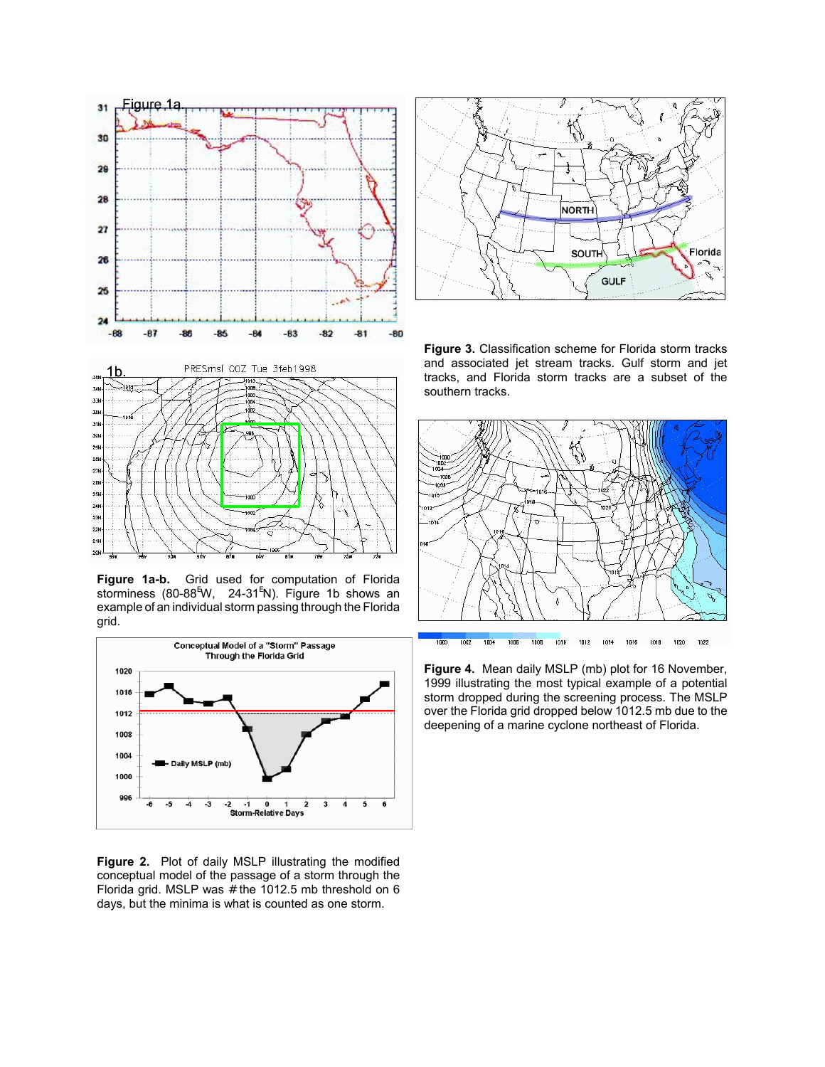**Figure 1a-b.** Grid used for computation of Florida storminess (80-88$^E$W, 24-31$^E$N). Figure 1b shows an example of an individual storm passing through the Florida grid.

**Figure 2.** Plot of daily MSLP illustrating the modified conceptual model of the passage of a storm through the Florida grid. MSLP was # the 1012.5 mb threshold on 6 days, but the minima is what is counted as one storm.

**Figure 3.** Classification scheme for Florida storm tracks and associated jet stream tracks. Gulf storm and jet tracks, and Florida storm tracks are a subset of the southern tracks.

**Figure 4.** Mean daily MSLP (mb) plot for 16 November, 1999 illustrating the most typical example of a potential storm dropped during the screening process. The MSLP over the Florida grid dropped below 1012.5 mb due to the deepening of a marine cyclone northeast of Florida.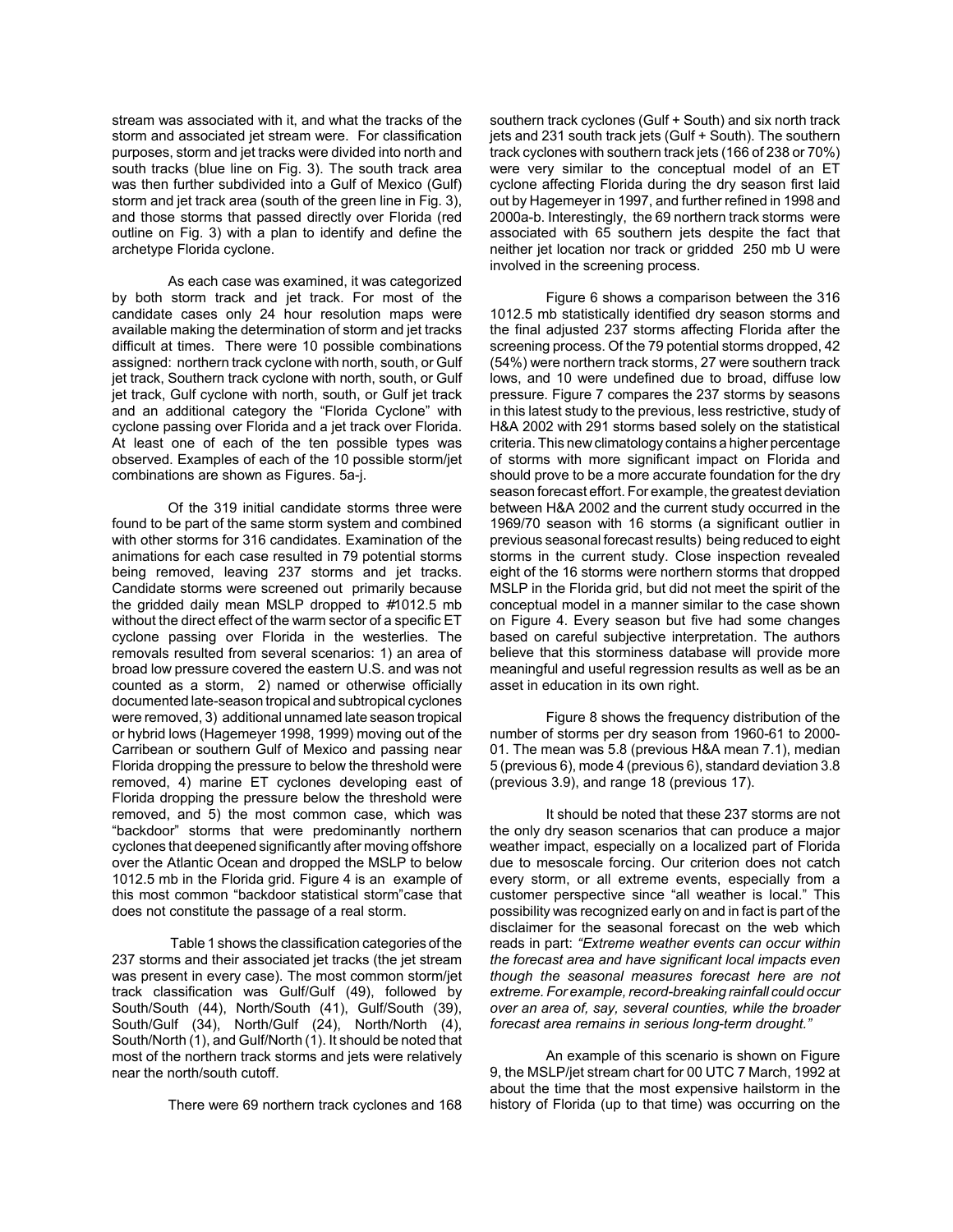stream was associated with it, and what the tracks of the storm and associated jet stream were. For classification purposes, storm and jet tracks were divided into north and south tracks (blue line on Fig. 3). The south track area was then further subdivided into a Gulf of Mexico (Gulf) storm and jet track area (south of the green line in Fig. 3), and those storms that passed directly over Florida (red outline on Fig. 3) with a plan to identify and define the archetype Florida cyclone.

As each case was examined, it was categorized by both storm track and jet track. For most of the candidate cases only 24 hour resolution maps were available making the determination of storm and jet tracks difficult at times. There were 10 possible combinations assigned: northern track cyclone with north, south, or Gulf jet track, Southern track cyclone with north, south, or Gulf jet track, Gulf cyclone with north, south, or Gulf jet track and an additional category the "Florida Cyclone" with cyclone passing over Florida and a jet track over Florida. At least one of each of the ten possible types was observed. Examples of each of the 10 possible storm/jet combinations are shown as Figures. 5a-j.

Of the 319 initial candidate storms three were found to be part of the same storm system and combined with other storms for 316 candidates. Examination of the animations for each case resulted in 79 potential storms being removed, leaving 237 storms and jet tracks. Candidate storms were screened out primarily because the gridded daily mean MSLP dropped to #1012.5 mb without the direct effect of the warm sector of a specific ET cyclone passing over Florida in the westerlies. The removals resulted from several scenarios: 1) an area of broad low pressure covered the eastern U.S. and was not counted as a storm, 2) named or otherwise officially documented late-season tropical and subtropical cyclones were removed, 3) additional unnamed late season tropical or hybrid lows (Hagemeyer 1998, 1999) moving out of the Carribean or southern Gulf of Mexico and passing near Florida dropping the pressure to below the threshold were removed, 4) marine ET cyclones developing east of Florida dropping the pressure below the threshold were removed, and 5) the most common case, which was "backdoor" storms that were predominantly northern cyclones that deepened significantly after moving offshore over the Atlantic Ocean and dropped the MSLP to below 1012.5 mb in the Florida grid. Figure 4 is an example of this most common "backdoor statistical storm"case that does not constitute the passage of a real storm.

Table 1 shows the classification categories of the 237 storms and their associated jet tracks (the jet stream was present in every case). The most common storm/jet track classification was Gulf/Gulf (49), followed by South/South (44), North/South (41), Gulf/South (39), South/Gulf (34), North/Gulf (24), North/North (4), South/North (1), and Gulf/North (1). It should be noted that most of the northern track storms and jets were relatively near the north/south cutoff.

There were 69 northern track cyclones and 168 southern track cyclones (Gulf + South) and six north track jets and 231 south track jets (Gulf + South). The southern track cyclones with southern track jets (166 of 238 or 70%) were very similar to the conceptual model of an ET cyclone affecting Florida during the dry season first laid out by Hagemeyer in 1997, and further refined in 1998 and 2000a-b. Interestingly, the 69 northern track storms were associated with 65 southern jets despite the fact that neither jet location nor track or gridded 250 mb U were involved in the screening process.

Figure 6 shows a comparison between the 316 1012.5 mb statistically identified dry season storms and the final adjusted 237 storms affecting Florida after the screening process. Of the 79 potential storms dropped, 42 (54%) were northern track storms, 27 were southern track lows, and 10 were undefined due to broad, diffuse low pressure. Figure 7 compares the 237 storms by seasons in this latest study to the previous, less restrictive, study of H&A 2002 with 291 storms based solely on the statistical criteria. This new climatology contains a higher percentage of storms with more significant impact on Florida and should prove to be a more accurate foundation for the dry season forecast effort. For example, the greatest deviation between H&A 2002 and the current study occurred in the 1969/70 season with 16 storms (a significant outlier in previous seasonal forecast results) being reduced to eight storms in the current study. Close inspection revealed eight of the 16 storms were northern storms that dropped MSLP in the Florida grid, but did not meet the spirit of the conceptual model in a manner similar to the case shown on Figure 4. Every season but five had some changes based on careful subjective interpretation. The authors believe that this storminess database will provide more meaningful and useful regression results as well as be an asset in education in its own right.

Figure 8 shows the frequency distribution of the number of storms per dry season from 1960-61 to 2000-01. The mean was 5.8 (previous H&A mean 7.1), median 5 (previous 6), mode 4 (previous 6), standard deviation 3.8 (previous 3.9), and range 18 (previous 17).

It should be noted that these 237 storms are not the only dry season scenarios that can produce a major weather impact, especially on a localized part of Florida due to mesoscale forcing. Our criterion does not catch every storm, or all extreme events, especially from a customer perspective since "all weather is local." This possibility was recognized early on and in fact is part of the disclaimer for the seasonal forecast on the web which reads in part: *"Extreme weather events can occur within the forecast area and have significant local impacts even though the seasonal measures forecast here are not extreme. For example, record-breaking rainfall could occur over an area of, say, several counties, while the broader forecast area remains in serious long-term drought."*

An example of this scenario is shown on Figure 9, the MSLP/jet stream chart for 00 UTC 7 March, 1992 at about the time that the most expensive hailstorm in the history of Florida (up to that time) was occurring on the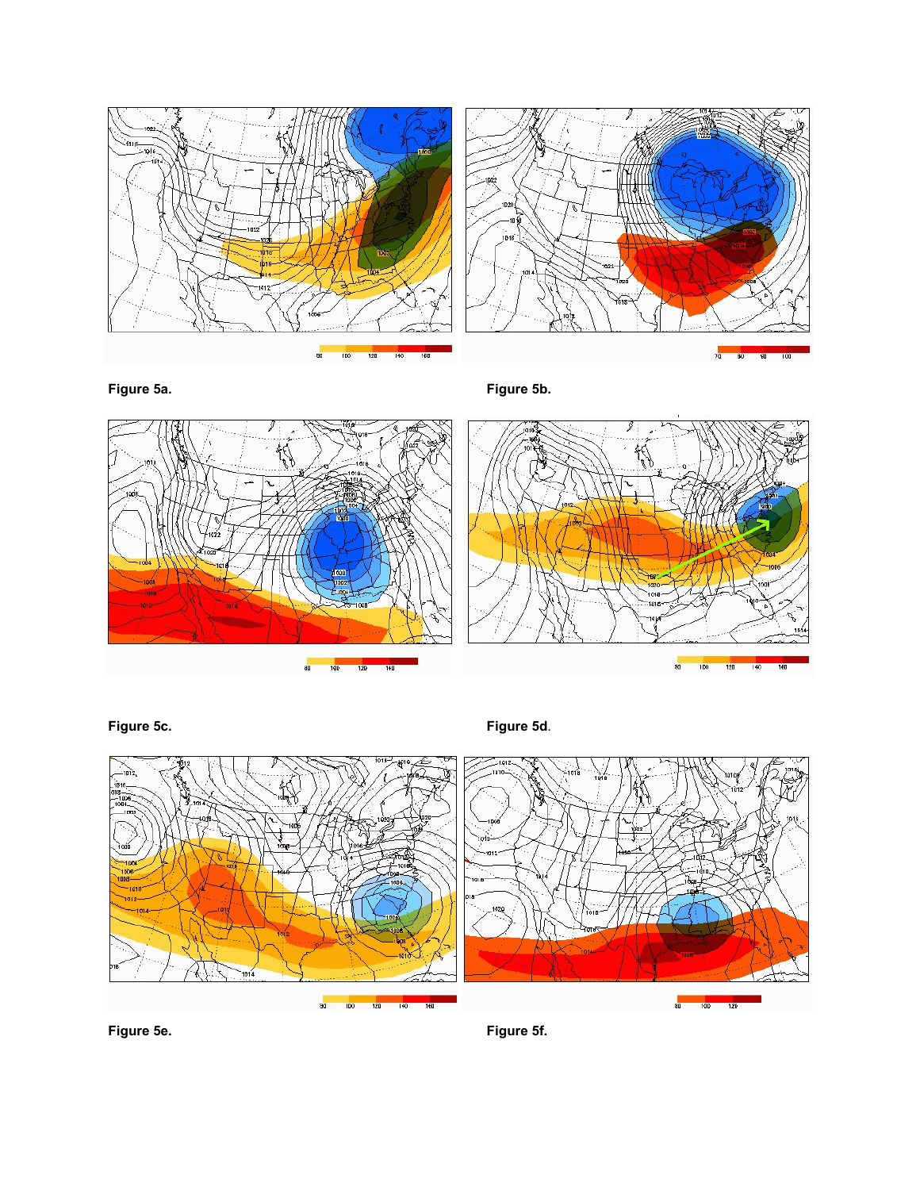Figure 5a.

Figure 5b.

Figure 5c.

Figure 5d.

Figure 5e.

Figure 5f.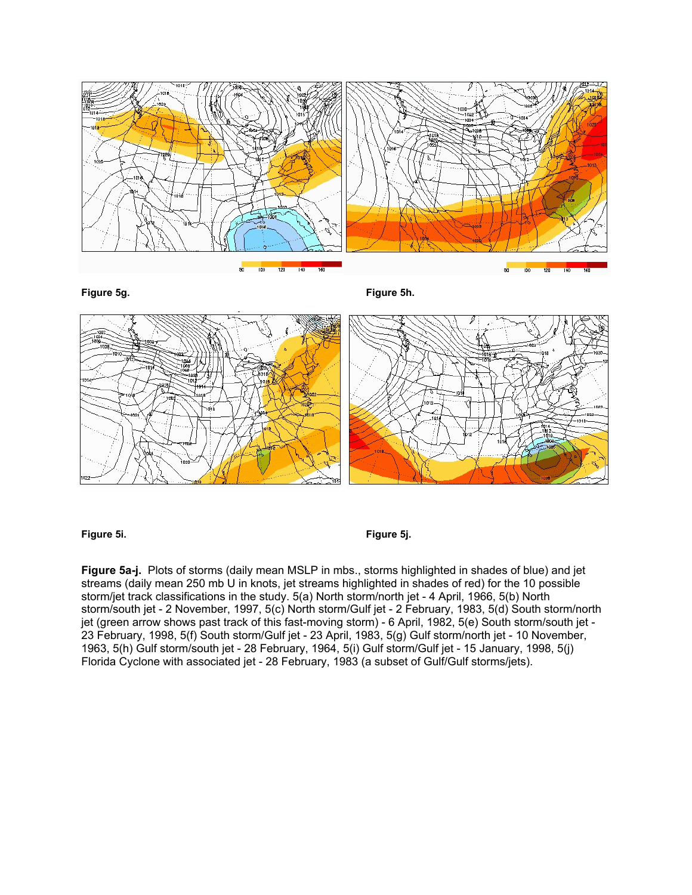Figure 5g.

Figure 5h.

Figure 5i.

Figure 5j.

**Figure 5a-j.** Plots of storms (daily mean MSLP in mbs., storms highlighted in shades of blue) and jet streams (daily mean 250 mb U in knots, jet streams highlighted in shades of red) for the 10 possible storm/jet track classifications in the study. 5(a) North storm/north jet - 4 April, 1966, 5(b) North storm/south jet - 2 November, 1997, 5(c) North storm/Gulf jet - 2 February, 1983, 5(d) South storm/north jet (green arrow shows past track of this fast-moving storm) - 6 April, 1982, 5(e) South storm/south jet - 23 February, 1998, 5(f) South storm/Gulf jet - 23 April, 1983, 5(g) Gulf storm/north jet - 10 November, 1963, 5(h) Gulf storm/south jet - 28 February, 1964, 5(i) Gulf storm/Gulf jet - 15 January, 1998, 5(j) Florida Cyclone with associated jet - 28 February, 1983 (a subset of Gulf/Gulf storms/jets).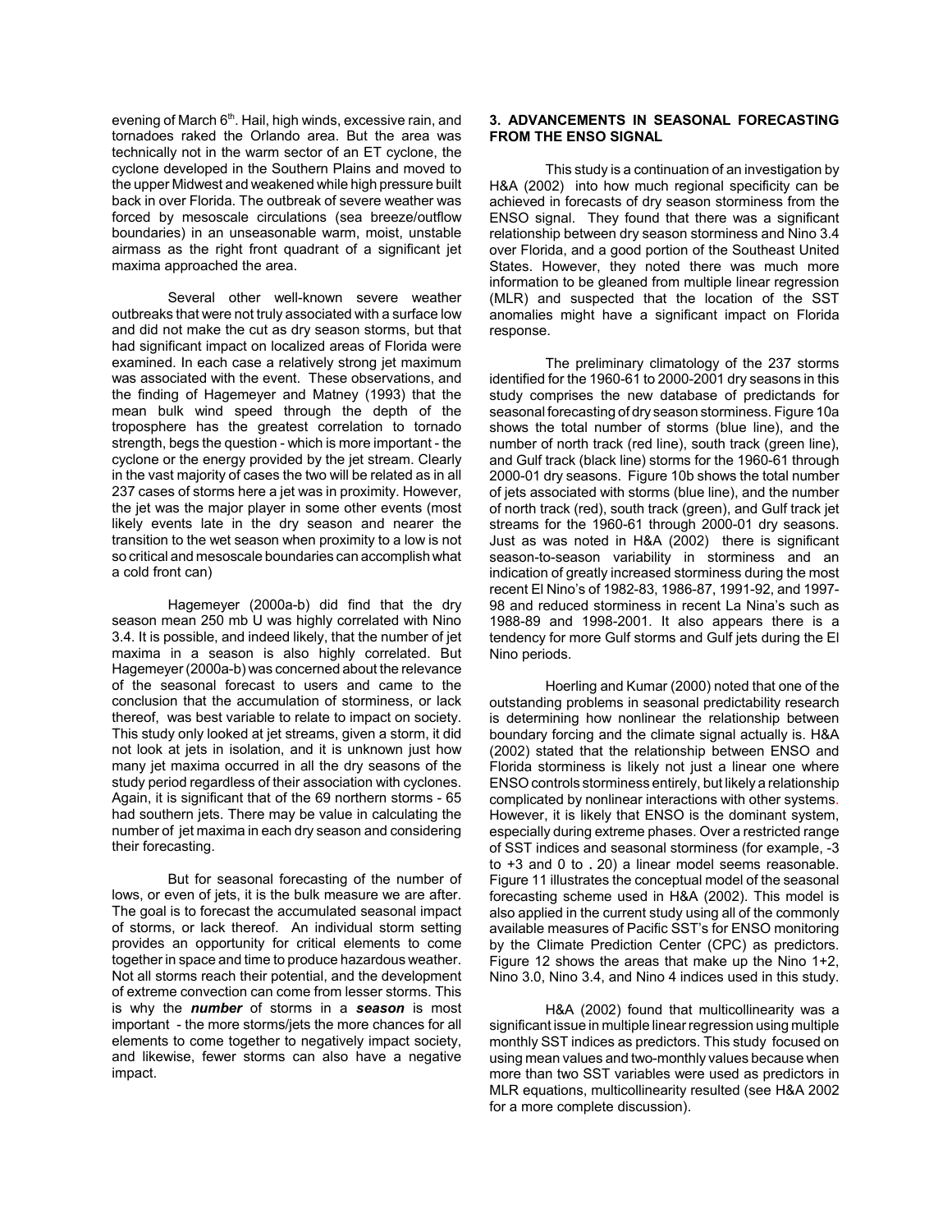evening of March 6th. Hail, high winds, excessive rain, and tornadoes raked the Orlando area. But the area was technically not in the warm sector of an ET cyclone, the cyclone developed in the Southern Plains and moved to the upper Midwest and weakened while high pressure built back in over Florida. The outbreak of severe weather was forced by mesoscale circulations (sea breeze/outflow boundaries) in an unseasonable warm, moist, unstable airmass as the right front quadrant of a significant jet maxima approached the area.

Several other well-known severe weather outbreaks that were not truly associated with a surface low and did not make the cut as dry season storms, but that had significant impact on localized areas of Florida were examined. In each case a relatively strong jet maximum was associated with the event. These observations, and the finding of Hagemeyer and Matney (1993) that the mean bulk wind speed through the depth of the troposphere has the greatest correlation to tornado strength, begs the question - which is more important - the cyclone or the energy provided by the jet stream. Clearly in the vast majority of cases the two will be related as in all 237 cases of storms here a jet was in proximity. However, the jet was the major player in some other events (most likely events late in the dry season and nearer the transition to the wet season when proximity to a low is not so critical and mesoscale boundaries can accomplish what a cold front can)

Hagemeyer (2000a-b) did find that the dry season mean 250 mb U was highly correlated with Nino 3.4. It is possible, and indeed likely, that the number of jet maxima in a season is also highly correlated. But Hagemeyer (2000a-b) was concerned about the relevance of the seasonal forecast to users and came to the conclusion that the accumulation of storminess, or lack thereof, was best variable to relate to impact on society. This study only looked at jet streams, given a storm, it did not look at jets in isolation, and it is unknown just how many jet maxima occurred in all the dry seasons of the study period regardless of their association with cyclones. Again, it is significant that of the 69 northern storms - 65 had southern jets. There may be value in calculating the number of jet maxima in each dry season and considering their forecasting.

But for seasonal forecasting of the number of lows, or even of jets, it is the bulk measure we are after. The goal is to forecast the accumulated seasonal impact of storms, or lack thereof. An individual storm setting provides an opportunity for critical elements to come together in space and time to produce hazardous weather. Not all storms reach their potential, and the development of extreme convection can come from lesser storms. This is why the ***number*** of storms in a ***season*** is most important - the more storms/jets the more chances for all elements to come together to negatively impact society, and likewise, fewer storms can also have a negative impact.

## 3. ADVANCEMENTS IN SEASONAL FORECASTING FROM THE ENSO SIGNAL

This study is a continuation of an investigation by H&A (2002) into how much regional specificity can be achieved in forecasts of dry season storminess from the ENSO signal. They found that there was a significant relationship between dry season storminess and Nino 3.4 over Florida, and a good portion of the Southeast United States. However, they noted there was much more information to be gleaned from multiple linear regression (MLR) and suspected that the location of the SST anomalies might have a significant impact on Florida response.

The preliminary climatology of the 237 storms identified for the 1960-61 to 2000-2001 dry seasons in this study comprises the new database of predictands for seasonal forecasting of dry season storminess. Figure 10a shows the total number of storms (blue line), and the number of north track (red line), south track (green line), and Gulf track (black line) storms for the 1960-61 through 2000-01 dry seasons. Figure 10b shows the total number of jets associated with storms (blue line), and the number of north track (red), south track (green), and Gulf track jet streams for the 1960-61 through 2000-01 dry seasons. Just as was noted in H&A (2002) there is significant season-to-season variability in storminess and an indication of greatly increased storminess during the most recent El Nino's of 1982-83, 1986-87, 1991-92, and 1997-98 and reduced storminess in recent La Nina's such as 1988-89 and 1998-2001. It also appears there is a tendency for more Gulf storms and Gulf jets during the El Nino periods.

Hoerling and Kumar (2000) noted that one of the outstanding problems in seasonal predictability research is determining how nonlinear the relationship between boundary forcing and the climate signal actually is. H&A (2002) stated that the relationship between ENSO and Florida storminess is likely not just a linear one where ENSO controls storminess entirely, but likely a relationship complicated by nonlinear interactions with other systems. However, it is likely that ENSO is the dominant system, especially during extreme phases. Over a restricted range of SST indices and seasonal storminess (for example, -3 to +3 and 0 to . 20) a linear model seems reasonable. Figure 11 illustrates the conceptual model of the seasonal forecasting scheme used in H&A (2002). This model is also applied in the current study using all of the commonly available measures of Pacific SST's for ENSO monitoring by the Climate Prediction Center (CPC) as predictors. Figure 12 shows the areas that make up the Nino 1+2, Nino 3.0, Nino 3.4, and Nino 4 indices used in this study.

H&A (2002) found that multicollinearity was a significant issue in multiple linear regression using multiple monthly SST indices as predictors. This study focused on using mean values and two-monthly values because when more than two SST variables were used as predictors in MLR equations, multicollinearity resulted (see H&A 2002 for a more complete discussion).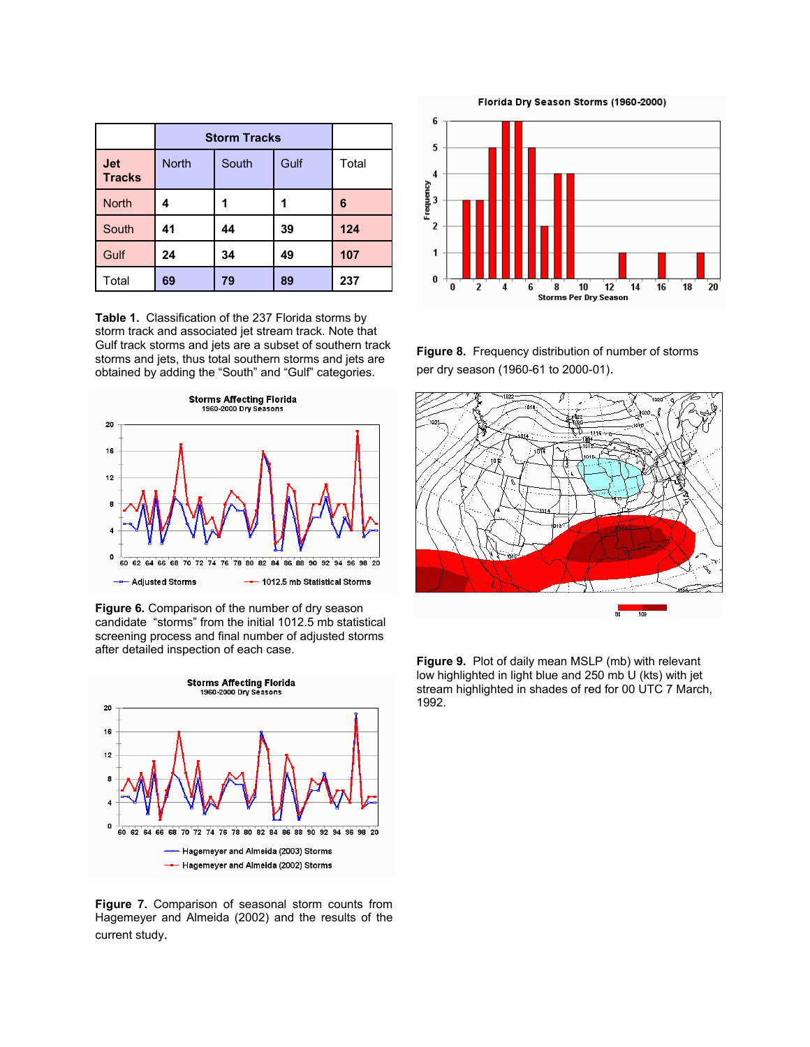| | Storm Tracks | | | |
|---|---|---|---|---|
| **Jet Tracks** | North | South | Gulf | Total |
| North | **4** | **1** | **1** | **6** |
| South | **41** | **44** | **39** | **124** |
| Gulf | **24** | **34** | **49** | **107** |
| Total | **69** | **79** | **89** | **237** |

**Table 1.** Classification of the 237 Florida storms by storm track and associated jet stream track. Note that Gulf track storms and jets are a subset of southern track storms and jets, thus total southern storms and jets are obtained by adding the "South" and "Gulf" categories.

**Figure 6.** Comparison of the number of dry season candidate "storms" from the initial 1012.5 mb statistical screening process and final number of adjusted storms after detailed inspection of each case.

**Figure 7.** Comparison of seasonal storm counts from Hagemeyer and Almeida (2002) and the results of the current study.

**Figure 8.** Frequency distribution of number of storms per dry season (1960-61 to 2000-01).

**Figure 9.** Plot of daily mean MSLP (mb) with relevant low highlighted in light blue and 250 mb U (kts) with jet stream highlighted in shades of red for 00 UTC 7 March, 1992.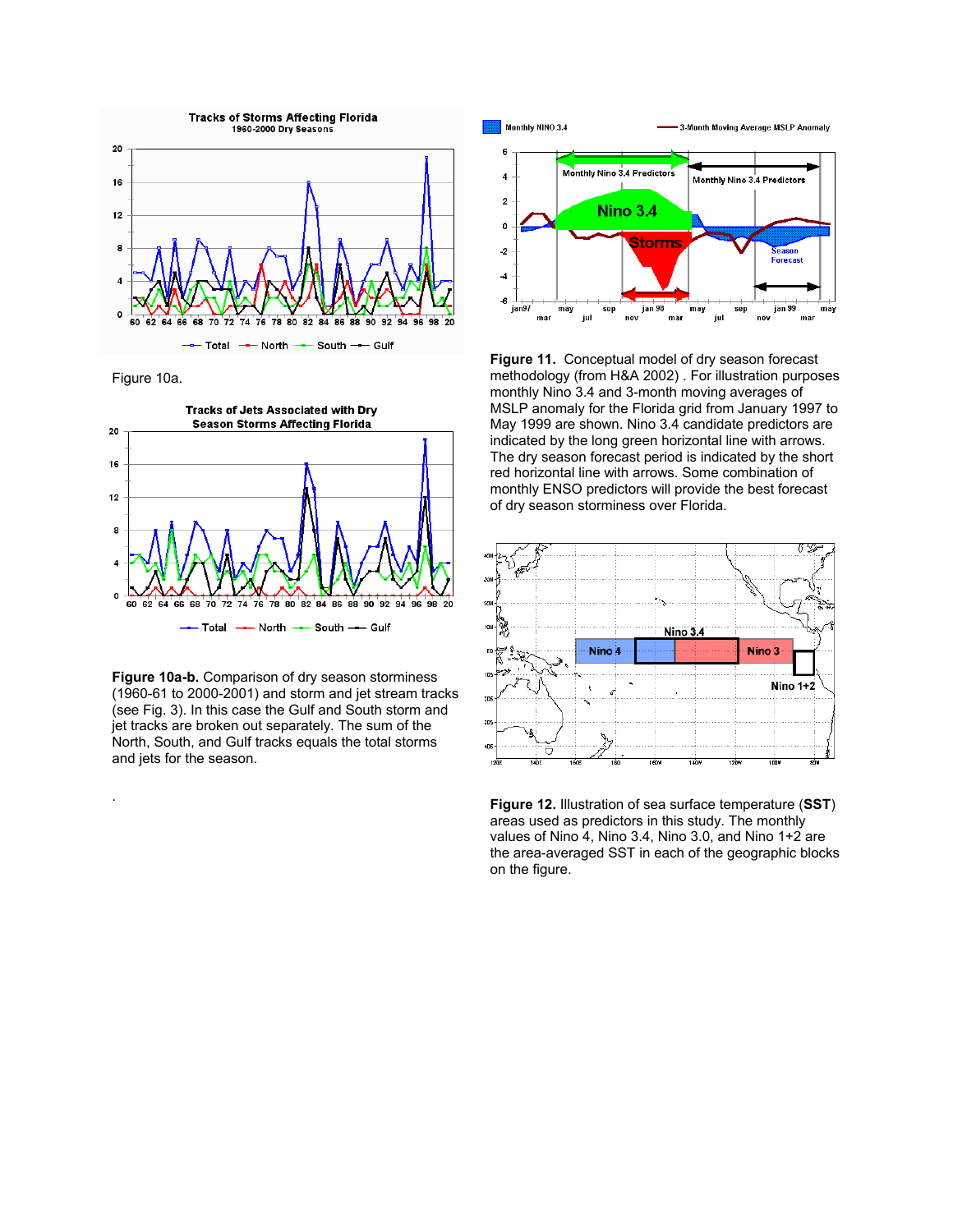Figure 10a.

**Figure 10a-b.** Comparison of dry season storminess (1960-61 to 2000-2001) and storm and jet stream tracks (see Fig. 3). In this case the Gulf and South storm and jet tracks are broken out separately. The sum of the North, South, and Gulf tracks equals the total storms and jets for the season.

.

**Figure 11.** Conceptual model of dry season forecast methodology (from H&A 2002) . For illustration purposes monthly Nino 3.4 and 3-month moving averages of MSLP anomaly for the Florida grid from January 1997 to May 1999 are shown. Nino 3.4 candidate predictors are indicated by the long green horizontal line with arrows. The dry season forecast period is indicated by the short red horizontal line with arrows. Some combination of monthly ENSO predictors will provide the best forecast of dry season storminess over Florida.

**Figure 12.** Illustration of sea surface temperature (**SST**) areas used as predictors in this study. The monthly values of Nino 4, Nino 3.4, Nino 3.0, and Nino 1+2 are the area-averaged SST in each of the geographic blocks on the figure.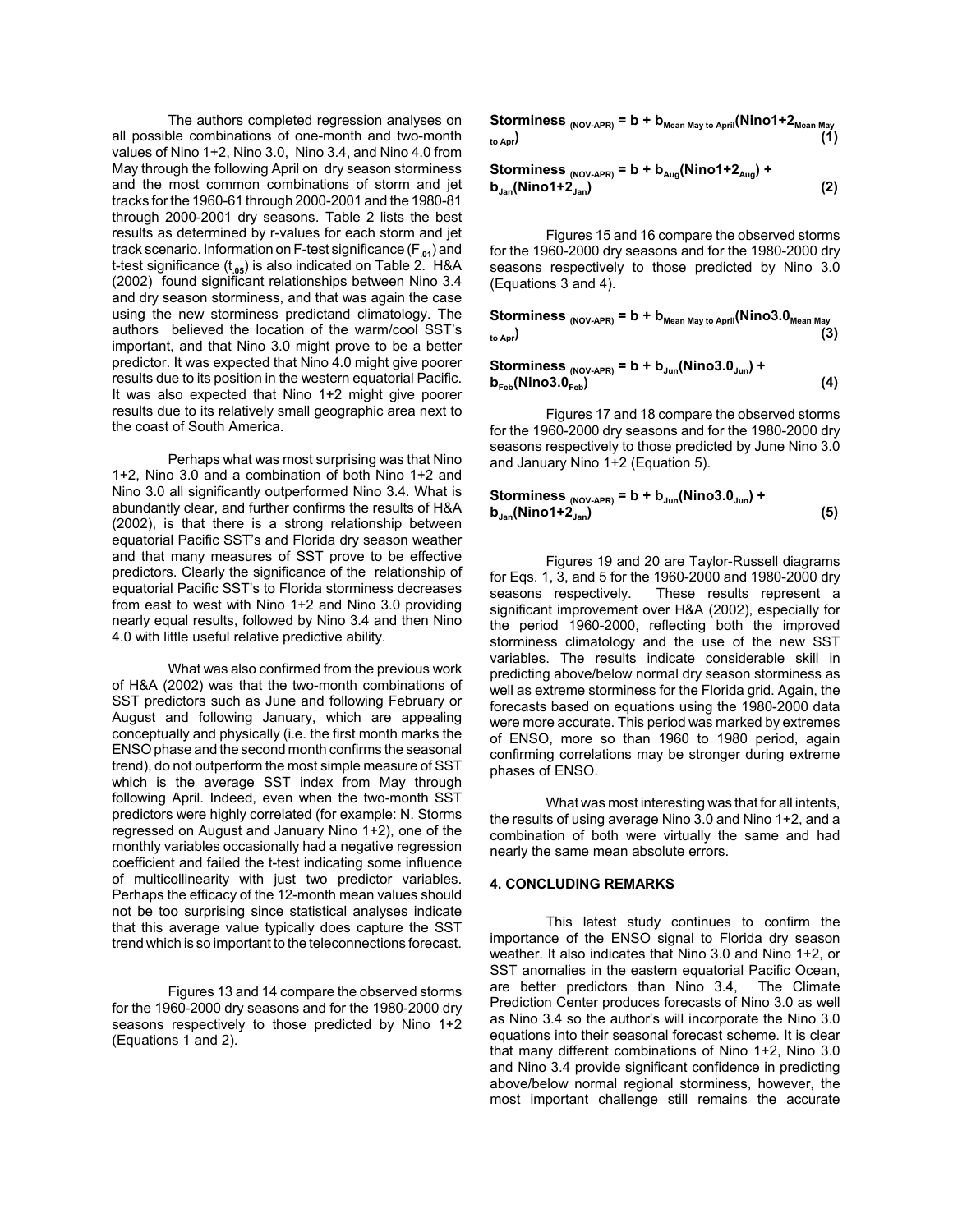The authors completed regression analyses on all possible combinations of one-month and two-month values of Nino 1+2, Nino 3.0, Nino 3.4, and Nino 4.0 from May through the following April on dry season storminess and the most common combinations of storm and jet tracks for the 1960-61 through 2000-2001 and the 1980-81 through 2000-2001 dry seasons. Table 2 lists the best results as determined by r-values for each storm and jet track scenario. Information on F-test significance ($F_{.01}$) and t-test significance ($t_{.05}$) is also indicated on Table 2. H&A (2002) found significant relationships between Nino 3.4 and dry season storminess, and that was again the case using the new storminess predictand climatology. The authors believed the location of the warm/cool SST's important, and that Nino 3.0 might prove to be a better predictor. It was expected that Nino 4.0 might give poorer results due to its position in the western equatorial Pacific. It was also expected that Nino 1+2 might give poorer results due to its relatively small geographic area next to the coast of South America.

Perhaps what was most surprising was that Nino 1+2, Nino 3.0 and a combination of both Nino 1+2 and Nino 3.0 all significantly outperformed Nino 3.4. What is abundantly clear, and further confirms the results of H&A (2002), is that there is a strong relationship between equatorial Pacific SST's and Florida dry season weather and that many measures of SST prove to be effective predictors. Clearly the significance of the relationship of equatorial Pacific SST's to Florida storminess decreases from east to west with Nino 1+2 and Nino 3.0 providing nearly equal results, followed by Nino 3.4 and then Nino 4.0 with little useful relative predictive ability.

What was also confirmed from the previous work of H&A (2002) was that the two-month combinations of SST predictors such as June and following February or August and following January, which are appealing conceptually and physically (i.e. the first month marks the ENSO phase and the second month confirms the seasonal trend), do not outperform the most simple measure of SST which is the average SST index from May through following April. Indeed, even when the two-month SST predictors were highly correlated (for example: N. Storms regressed on August and January Nino 1+2), one of the monthly variables occasionally had a negative regression coefficient and failed the t-test indicating some influence of multicollinearity with just two predictor variables. Perhaps the efficacy of the 12-month mean values should not be too surprising since statistical analyses indicate that this average value typically does capture the SST trend which is so important to the teleconnections forecast.

Figures 13 and 14 compare the observed storms for the 1960-2000 dry seasons and for the 1980-2000 dry seasons respectively to those predicted by Nino 1+2 (Equations 1 and 2).

$$\text{Storminess}_{(NOV\text{-}APR)} = b + b_{\text{Mean May to April}}(\text{Nino1+2}_{\text{Mean May to Apr}}) \quad (1)$$

$$\text{Storminess}_{(NOV\text{-}APR)} = b + b_{\text{Aug}}(\text{Nino1+2}_{\text{Aug}}) + b_{\text{Jan}}(\text{Nino1+2}_{\text{Jan}}) \quad (2)$$

Figures 15 and 16 compare the observed storms for the 1960-2000 dry seasons and for the 1980-2000 dry seasons respectively to those predicted by Nino 3.0 (Equations 3 and 4).

$$\text{Storminess}_{(NOV\text{-}APR)} = b + b_{\text{Mean May to April}}(\text{Nino3.0}_{\text{Mean May to Apr}}) \quad (3)$$

$$\text{Storminess}_{(NOV\text{-}APR)} = b + b_{\text{Jun}}(\text{Nino3.0}_{\text{Jun}}) + b_{\text{Feb}}(\text{Nino3.0}_{\text{Feb}}) \quad (4)$$

Figures 17 and 18 compare the observed storms for the 1960-2000 dry seasons and for the 1980-2000 dry seasons respectively to those predicted by June Nino 3.0 and January Nino 1+2 (Equation 5).

$$\text{Storminess}_{(NOV\text{-}APR)} = b + b_{\text{Jun}}(\text{Nino3.0}_{\text{Jun}}) + b_{\text{Jan}}(\text{Nino1+2}_{\text{Jan}}) \quad (5)$$

Figures 19 and 20 are Taylor-Russell diagrams for Eqs. 1, 3, and 5 for the 1960-2000 and 1980-2000 dry seasons respectively. These results represent a significant improvement over H&A (2002), especially for the period 1960-2000, reflecting both the improved storminess climatology and the use of the new SST variables. The results indicate considerable skill in predicting above/below normal dry season storminess as well as extreme storminess for the Florida grid. Again, the forecasts based on equations using the 1980-2000 data were more accurate. This period was marked by extremes of ENSO, more so than 1960 to 1980 period, again confirming correlations may be stronger during extreme phases of ENSO.

What was most interesting was that for all intents, the results of using average Nino 3.0 and Nino 1+2, and a combination of both were virtually the same and had nearly the same mean absolute errors.

## 4. CONCLUDING REMARKS

This latest study continues to confirm the importance of the ENSO signal to Florida dry season weather. It also indicates that Nino 3.0 and Nino 1+2, or SST anomalies in the eastern equatorial Pacific Ocean, are better predictors than Nino 3.4, The Climate Prediction Center produces forecasts of Nino 3.0 as well as Nino 3.4 so the author's will incorporate the Nino 3.0 equations into their seasonal forecast scheme. It is clear that many different combinations of Nino 1+2, Nino 3.0 and Nino 3.4 provide significant confidence in predicting above/below normal regional storminess, however, the most important challenge still remains the accurate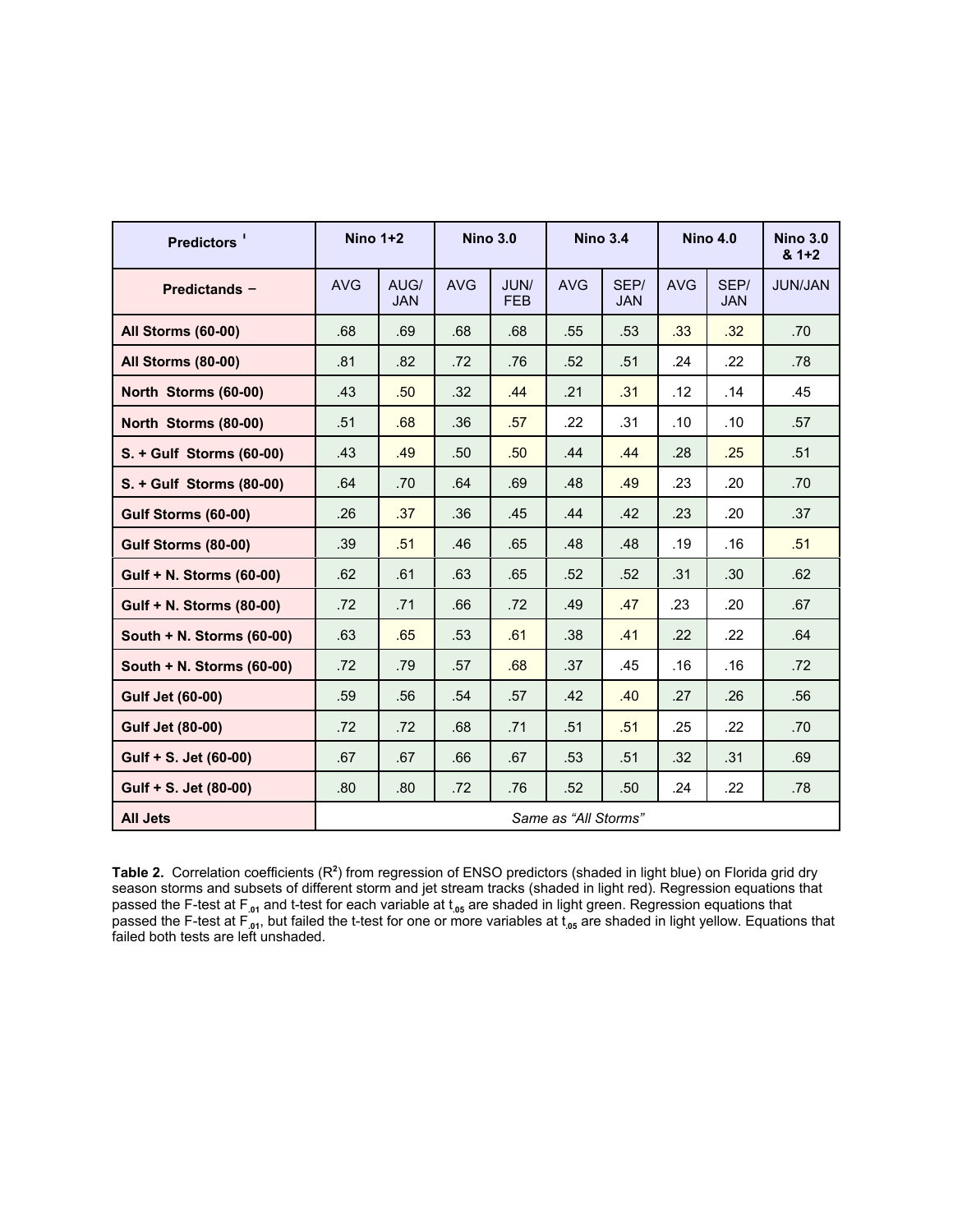| Predictors ' | Nino 1+2 | | Nino 3.0 | | Nino 3.4 | | Nino 4.0 | | Nino 3.0 & 1+2 |
|---|---|---|---|---|---|---|---|---|---|
| **Predictands –** | AVG | AUG/ JAN | AVG | JUN/ FEB | AVG | SEP/ JAN | AVG | SEP/ JAN | JUN/JAN |
| **All Storms (60-00)** | .68 | .69 | .68 | .68 | .55 | .53 | .33 | .32 | .70 |
| **All Storms (80-00)** | .81 | .82 | .72 | .76 | .52 | .51 | .24 | .22 | .78 |
| **North Storms (60-00)** | .43 | .50 | .32 | .44 | .21 | .31 | .12 | .14 | .45 |
| **North Storms (80-00)** | .51 | .68 | .36 | .57 | .22 | .31 | .10 | .10 | .57 |
| **S. + Gulf Storms (60-00)** | .43 | .49 | .50 | .50 | .44 | .44 | .28 | .25 | .51 |
| **S. + Gulf Storms (80-00)** | .64 | .70 | .64 | .69 | .48 | .49 | .23 | .20 | .70 |
| **Gulf Storms (60-00)** | .26 | .37 | .36 | .45 | .44 | .42 | .23 | .20 | .37 |
| **Gulf Storms (80-00)** | .39 | .51 | .46 | .65 | .48 | .48 | .19 | .16 | .51 |
| **Gulf + N. Storms (60-00)** | .62 | .61 | .63 | .65 | .52 | .52 | .31 | .30 | .62 |
| **Gulf + N. Storms (80-00)** | .72 | .71 | .66 | .72 | .49 | .47 | .23 | .20 | .67 |
| **South + N. Storms (60-00)** | .63 | .65 | .53 | .61 | .38 | .41 | .22 | .22 | .64 |
| **South + N. Storms (60-00)** | .72 | .79 | .57 | .68 | .37 | .45 | .16 | .16 | .72 |
| **Gulf Jet (60-00)** | .59 | .56 | .54 | .57 | .42 | .40 | .27 | .26 | .56 |
| **Gulf Jet (80-00)** | .72 | .72 | .68 | .71 | .51 | .51 | .25 | .22 | .70 |
| **Gulf + S. Jet (60-00)** | .67 | .67 | .66 | .67 | .53 | .51 | .32 | .31 | .69 |
| **Gulf + S. Jet (80-00)** | .80 | .80 | .72 | .76 | .52 | .50 | .24 | .22 | .78 |
| **All Jets** | *Same as "All Storms"* | | | | | | | | |

**Table 2.** Correlation coefficients ($R^2$) from regression of ENSO predictors (shaded in light blue) on Florida grid dry season storms and subsets of different storm and jet stream tracks (shaded in light red). Regression equations that passed the F-test at $F_{.01}$ and t-test for each variable at $t_{.05}$ are shaded in light green. Regression equations that passed the F-test at $F_{.01}$, but failed the t-test for one or more variables at $t_{.05}$ are shaded in light yellow. Equations that failed both tests are left unshaded.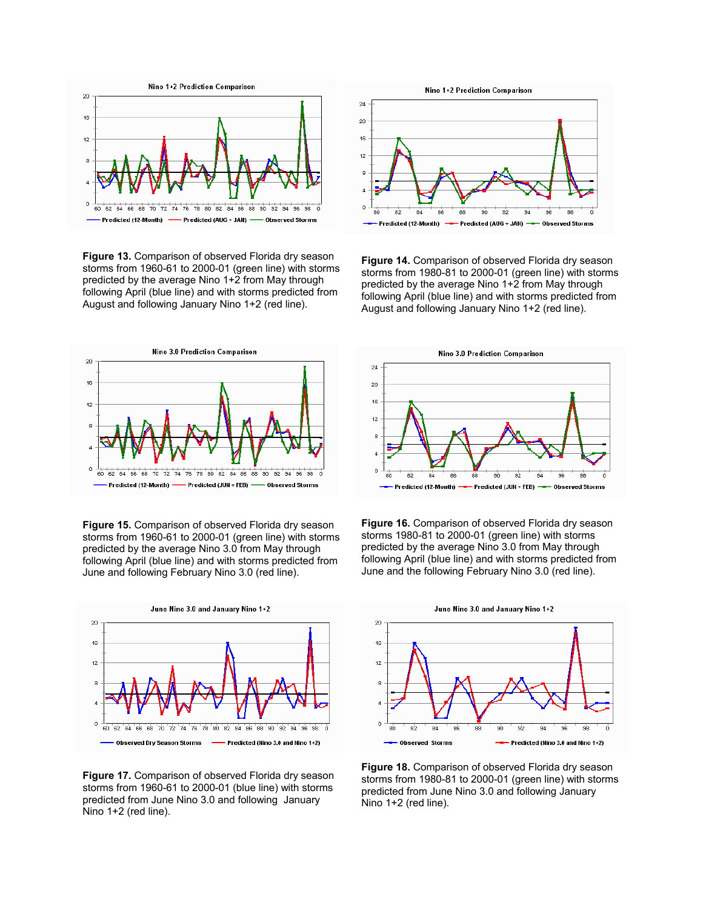**Figure 13.** Comparison of observed Florida dry season storms from 1960-61 to 2000-01 (green line) with storms predicted by the average Nino 1+2 from May through following April (blue line) and with storms predicted from August and following January Nino 1+2 (red line).

**Figure 14.** Comparison of observed Florida dry season storms from 1980-81 to 2000-01 (green line) with storms predicted by the average Nino 1+2 from May through following April (blue line) and with storms predicted from August and following January Nino 1+2 (red line).

**Figure 15.** Comparison of observed Florida dry season storms from 1960-61 to 2000-01 (green line) with storms predicted by the average Nino 3.0 from May through following April (blue line) and with storms predicted from June and following February Nino 3.0 (red line).

**Figure 16.** Comparison of observed Florida dry season storms 1980-81 to 2000-01 (green line) with storms predicted by the average Nino 3.0 from May through following April (blue line) and with storms predicted from June and the following February Nino 3.0 (red line).

**Figure 17.** Comparison of observed Florida dry season storms from 1960-61 to 2000-01 (blue line) with storms predicted from June Nino 3.0 and following January Nino 1+2 (red line).

**Figure 18.** Comparison of observed Florida dry season storms from 1980-81 to 2000-01 (green line) with storms predicted from June Nino 3.0 and following January Nino 1+2 (red line).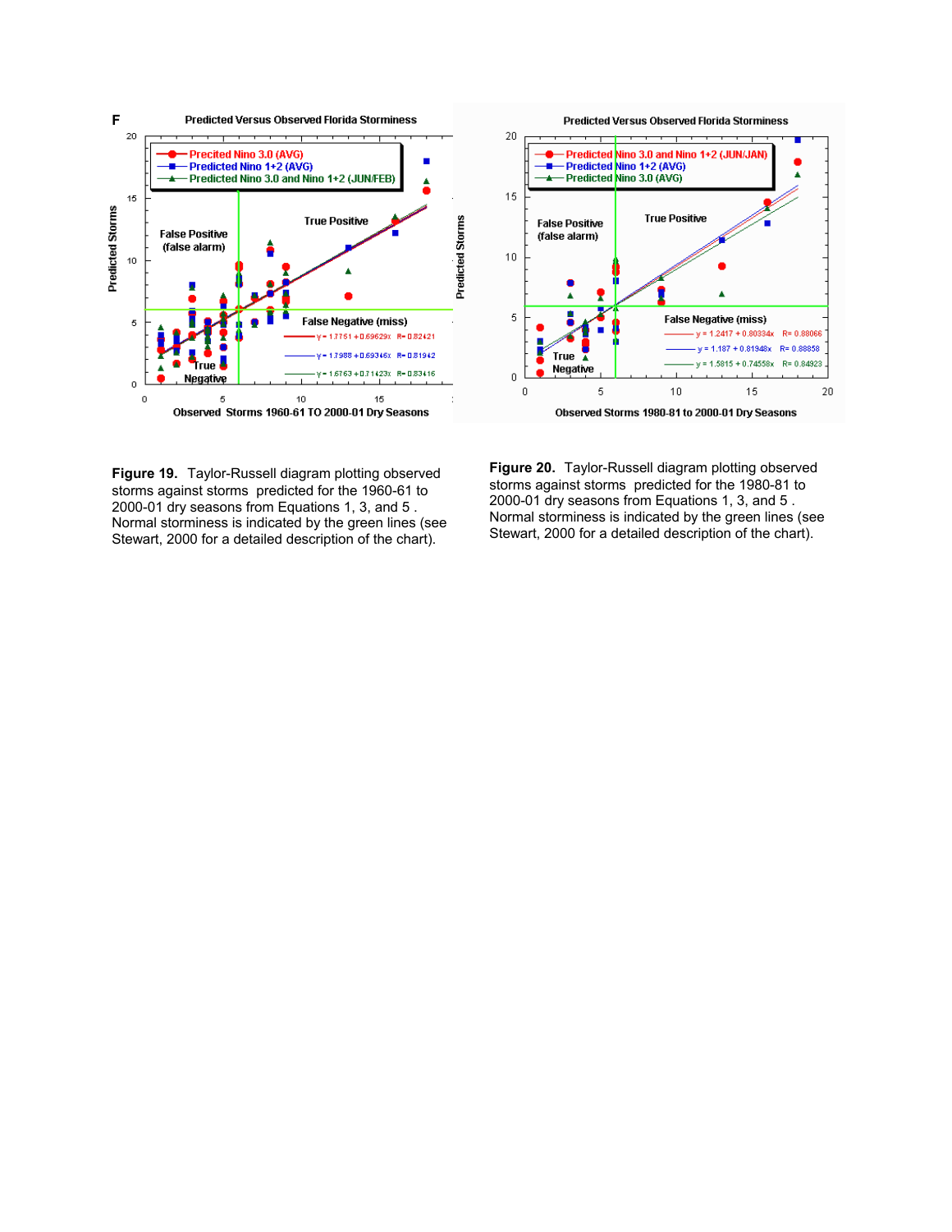**Figure 19.** Taylor-Russell diagram plotting observed storms against storms predicted for the 1960-61 to 2000-01 dry seasons from Equations 1, 3, and 5 . Normal storminess is indicated by the green lines (see Stewart, 2000 for a detailed description of the chart).

**Figure 20.** Taylor-Russell diagram plotting observed storms against storms predicted for the 1980-81 to 2000-01 dry seasons from Equations 1, 3, and 5 . Normal storminess is indicated by the green lines (see Stewart, 2000 for a detailed description of the chart).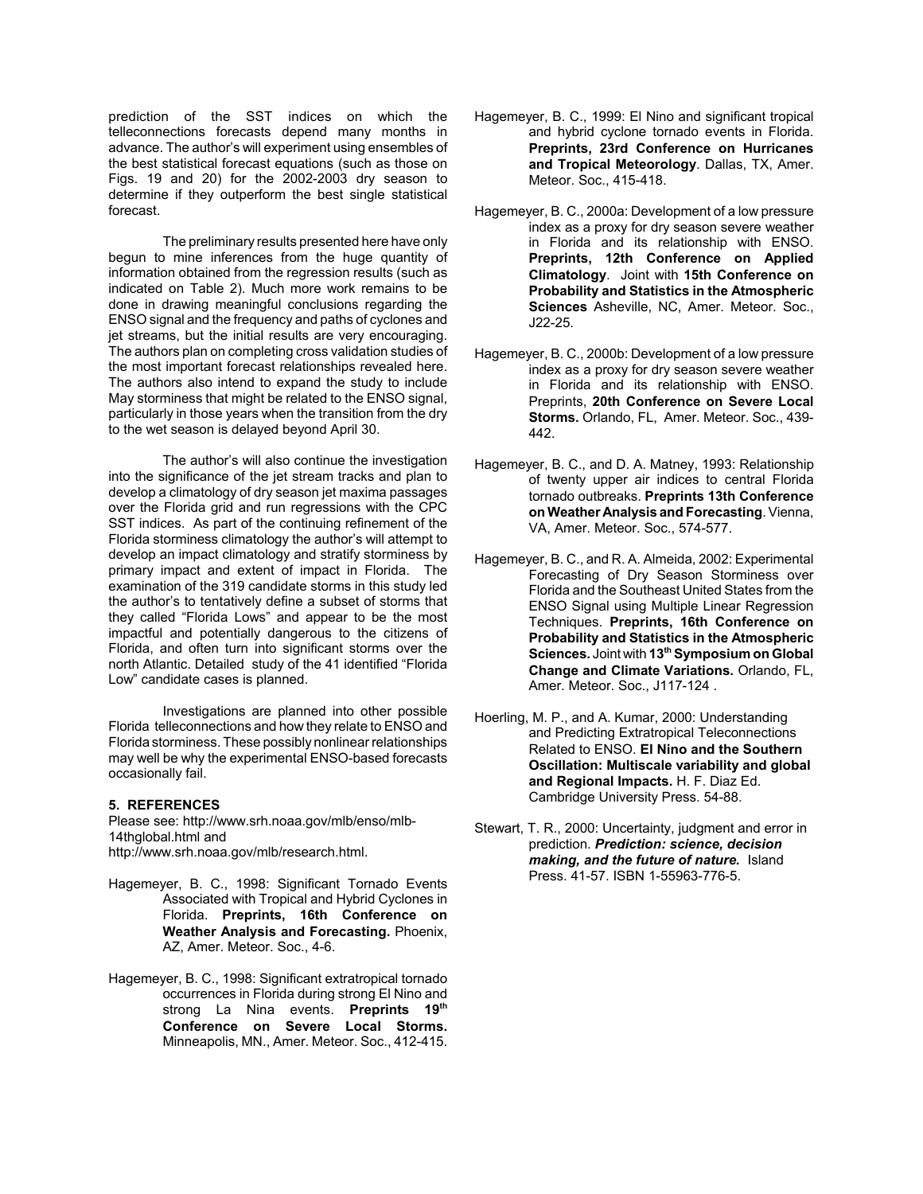prediction of the SST indices on which the telleconnections forecasts depend many months in advance. The author's will experiment using ensembles of the best statistical forecast equations (such as those on Figs. 19 and 20) for the 2002-2003 dry season to determine if they outperform the best single statistical forecast.

The preliminary results presented here have only begun to mine inferences from the huge quantity of information obtained from the regression results (such as indicated on Table 2). Much more work remains to be done in drawing meaningful conclusions regarding the ENSO signal and the frequency and paths of cyclones and jet streams, but the initial results are very encouraging. The authors plan on completing cross validation studies of the most important forecast relationships revealed here. The authors also intend to expand the study to include May storminess that might be related to the ENSO signal, particularly in those years when the transition from the dry to the wet season is delayed beyond April 30.

The author's will also continue the investigation into the significance of the jet stream tracks and plan to develop a climatology of dry season jet maxima passages over the Florida grid and run regressions with the CPC SST indices. As part of the continuing refinement of the Florida storminess climatology the author's will attempt to develop an impact climatology and stratify storminess by primary impact and extent of impact in Florida. The examination of the 319 candidate storms in this study led the author's to tentatively define a subset of storms that they called "Florida Lows" and appear to be the most impactful and potentially dangerous to the citizens of Florida, and often turn into significant storms over the north Atlantic. Detailed study of the 41 identified "Florida Low" candidate cases is planned.

Investigations are planned into other possible Florida telleconnections and how they relate to ENSO and Florida storminess. These possibly nonlinear relationships may well be why the experimental ENSO-based forecasts occasionally fail.

## 5. REFERENCES

Please see: http://www.srh.noaa.gov/mlb/enso/mlb-14thglobal.html and http://www.srh.noaa.gov/mlb/research.html.

Hagemeyer, B. C., 1998: Significant Tornado Events Associated with Tropical and Hybrid Cyclones in Florida. **Preprints, 16th Conference on Weather Analysis and Forecasting.** Phoenix, AZ, Amer. Meteor. Soc., 4-6.

Hagemeyer, B. C., 1998: Significant extratropical tornado occurrences in Florida during strong El Nino and strong La Nina events. **Preprints 19th Conference on Severe Local Storms.** Minneapolis, MN., Amer. Meteor. Soc., 412-415.

Hagemeyer, B. C., 1999: El Nino and significant tropical and hybrid cyclone tornado events in Florida. **Preprints, 23rd Conference on Hurricanes and Tropical Meteorology**. Dallas, TX, Amer. Meteor. Soc., 415-418.

Hagemeyer, B. C., 2000a: Development of a low pressure index as a proxy for dry season severe weather in Florida and its relationship with ENSO. **Preprints, 12th Conference on Applied Climatology**. Joint with **15th Conference on Probability and Statistics in the Atmospheric Sciences** Asheville, NC, Amer. Meteor. Soc., J22-25.

Hagemeyer, B. C., 2000b: Development of a low pressure index as a proxy for dry season severe weather in Florida and its relationship with ENSO. Preprints, **20th Conference on Severe Local Storms.** Orlando, FL, Amer. Meteor. Soc., 439-442.

Hagemeyer, B. C., and D. A. Matney, 1993: Relationship of twenty upper air indices to central Florida tornado outbreaks. **Preprints 13th Conference on Weather Analysis and Forecasting**. Vienna, VA, Amer. Meteor. Soc., 574-577.

Hagemeyer, B. C., and R. A. Almeida, 2002: Experimental Forecasting of Dry Season Storminess over Florida and the Southeast United States from the ENSO Signal using Multiple Linear Regression Techniques. **Preprints, 16th Conference on Probability and Statistics in the Atmospheric Sciences.** Joint with **13th Symposium on Global Change and Climate Variations.** Orlando, FL, Amer. Meteor. Soc., J117-124 .

Hoerling, M. P., and A. Kumar, 2000: Understanding and Predicting Extratropical Teleconnections Related to ENSO. **El Nino and the Southern Oscillation: Multiscale variability and global and Regional Impacts.** H. F. Diaz Ed. Cambridge University Press. 54-88.

Stewart, T. R., 2000: Uncertainty, judgment and error in prediction. ***Prediction: science, decision making, and the future of nature.*** Island Press. 41-57. ISBN 1-55963-776-5.